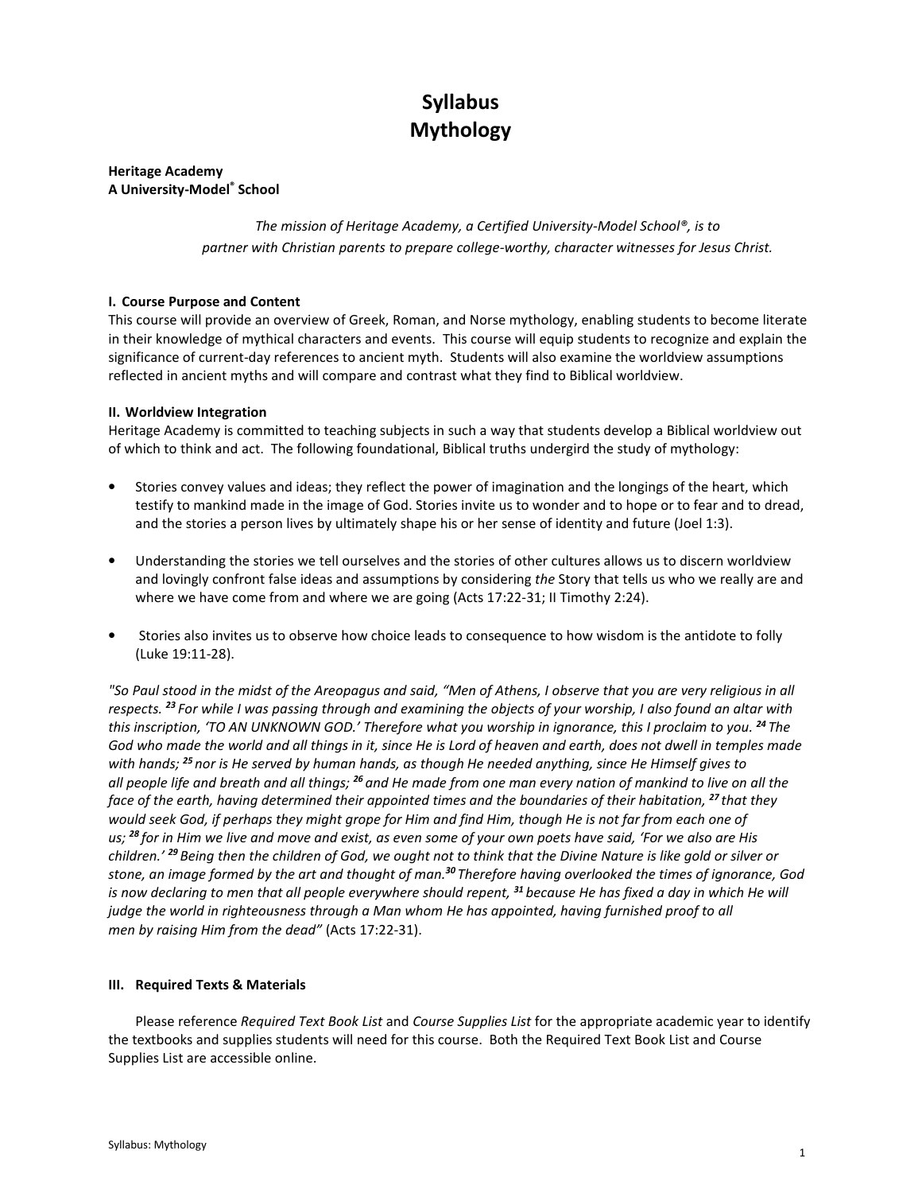# Syllabus
# Mythology

**Heritage Academy**
**A University-Model® School**

*The mission of Heritage Academy, a Certified University-Model School®, is to partner with Christian parents to prepare college-worthy, character witnesses for Jesus Christ.*

**I. Course Purpose and Content**

This course will provide an overview of Greek, Roman, and Norse mythology, enabling students to become literate in their knowledge of mythical characters and events. This course will equip students to recognize and explain the significance of current-day references to ancient myth. Students will also examine the worldview assumptions reflected in ancient myths and will compare and contrast what they find to Biblical worldview.

**II. Worldview Integration**

Heritage Academy is committed to teaching subjects in such a way that students develop a Biblical worldview out of which to think and act. The following foundational, Biblical truths undergird the study of mythology:

- Stories convey values and ideas; they reflect the power of imagination and the longings of the heart, which testify to mankind made in the image of God. Stories invite us to wonder and to hope or to fear and to dread, and the stories a person lives by ultimately shape his or her sense of identity and future (Joel 1:3).
- Understanding the stories we tell ourselves and the stories of other cultures allows us to discern worldview and lovingly confront false ideas and assumptions by considering *the* Story that tells us who we really are and where we have come from and where we are going (Acts 17:22-31; II Timothy 2:24).
- Stories also invites us to observe how choice leads to consequence to how wisdom is the antidote to folly (Luke 19:11-28).

*"So Paul stood in the midst of the Areopagus and said, "Men of Athens, I observe that you are very religious in all respects. **23** For while I was passing through and examining the objects of your worship, I also found an altar with this inscription, 'TO AN UNKNOWN GOD.' Therefore what you worship in ignorance, this I proclaim to you. **24** The God who made the world and all things in it, since He is Lord of heaven and earth, does not dwell in temples made with hands; **25** nor is He served by human hands, as though He needed anything, since He Himself gives to all people life and breath and all things; **26** and He made from one man every nation of mankind to live on all the face of the earth, having determined their appointed times and the boundaries of their habitation, **27** that they would seek God, if perhaps they might grope for Him and find Him, though He is not far from each one of us; **28** for in Him we live and move and exist, as even some of your own poets have said, 'For we also are His children.' **29** Being then the children of God, we ought not to think that the Divine Nature is like gold or silver or stone, an image formed by the art and thought of man.**30** Therefore having overlooked the times of ignorance, God is now declaring to men that all people everywhere should repent, **31** because He has fixed a day in which He will judge the world in righteousness through a Man whom He has appointed, having furnished proof to all men by raising Him from the dead"* (Acts 17:22-31).

**III. Required Texts & Materials**

Please reference *Required Text Book List* and *Course Supplies List* for the appropriate academic year to identify the textbooks and supplies students will need for this course. Both the Required Text Book List and Course Supplies List are accessible online.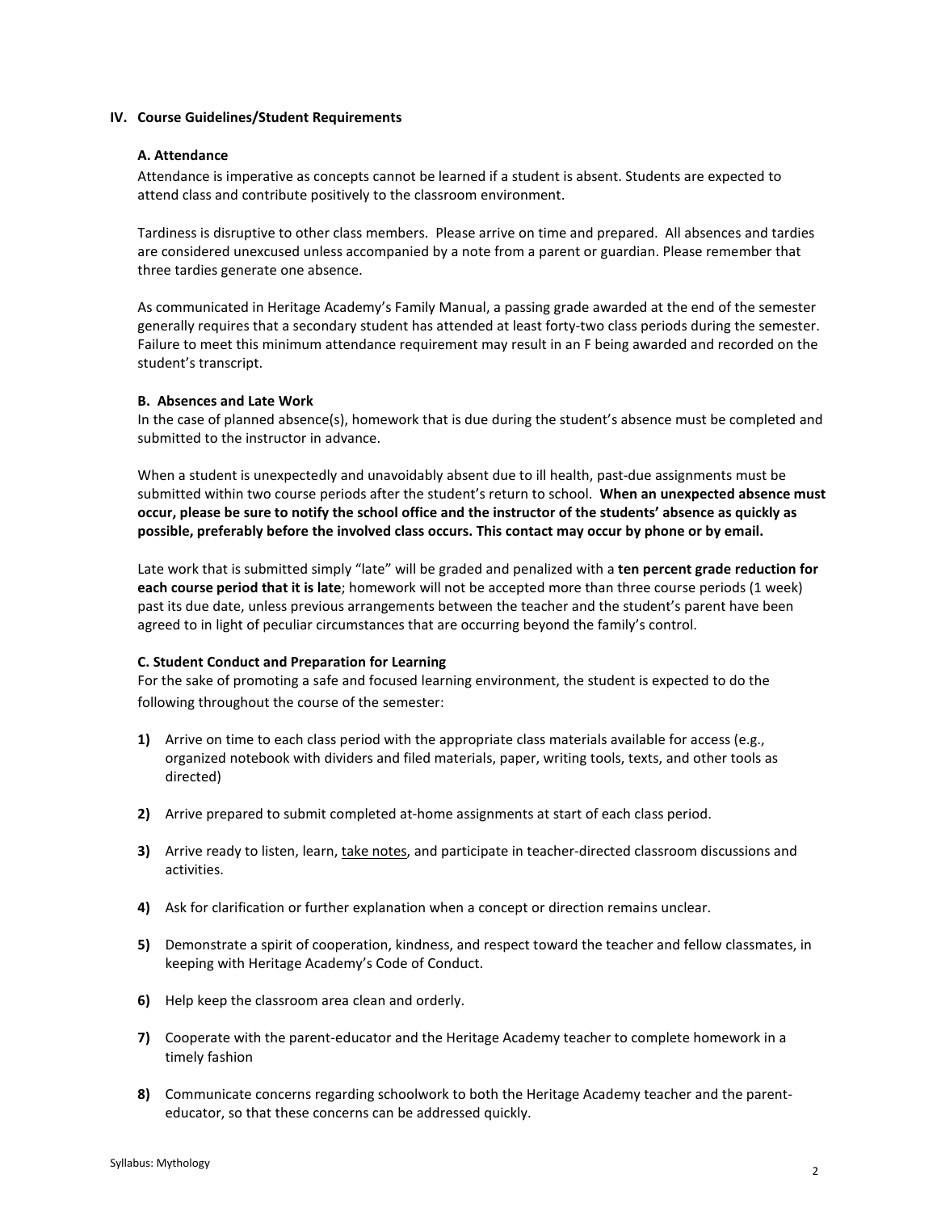## IV. Course Guidelines/Student Requirements

### A. Attendance

Attendance is imperative as concepts cannot be learned if a student is absent. Students are expected to attend class and contribute positively to the classroom environment.

Tardiness is disruptive to other class members. Please arrive on time and prepared. All absences and tardies are considered unexcused unless accompanied by a note from a parent or guardian. Please remember that three tardies generate one absence.

As communicated in Heritage Academy's Family Manual, a passing grade awarded at the end of the semester generally requires that a secondary student has attended at least forty-two class periods during the semester. Failure to meet this minimum attendance requirement may result in an F being awarded and recorded on the student's transcript.

### B. Absences and Late Work

In the case of planned absence(s), homework that is due during the student's absence must be completed and submitted to the instructor in advance.

When a student is unexpectedly and unavoidably absent due to ill health, past-due assignments must be submitted within two course periods after the student's return to school. **When an unexpected absence must occur, please be sure to notify the school office and the instructor of the students' absence as quickly as possible, preferably before the involved class occurs. This contact may occur by phone or by email.**

Late work that is submitted simply "late" will be graded and penalized with a **ten percent grade reduction for each course period that it is late**; homework will not be accepted more than three course periods (1 week) past its due date, unless previous arrangements between the teacher and the student's parent have been agreed to in light of peculiar circumstances that are occurring beyond the family's control.

### C. Student Conduct and Preparation for Learning

For the sake of promoting a safe and focused learning environment, the student is expected to do the following throughout the course of the semester:

1) Arrive on time to each class period with the appropriate class materials available for access (e.g., organized notebook with dividers and filed materials, paper, writing tools, texts, and other tools as directed)

2) Arrive prepared to submit completed at-home assignments at start of each class period.

3) Arrive ready to listen, learn, <u>take notes</u>, and participate in teacher-directed classroom discussions and activities.

4) Ask for clarification or further explanation when a concept or direction remains unclear.

5) Demonstrate a spirit of cooperation, kindness, and respect toward the teacher and fellow classmates, in keeping with Heritage Academy's Code of Conduct.

6) Help keep the classroom area clean and orderly.

7) Cooperate with the parent-educator and the Heritage Academy teacher to complete homework in a timely fashion

8) Communicate concerns regarding schoolwork to both the Heritage Academy teacher and the parent-educator, so that these concerns can be addressed quickly.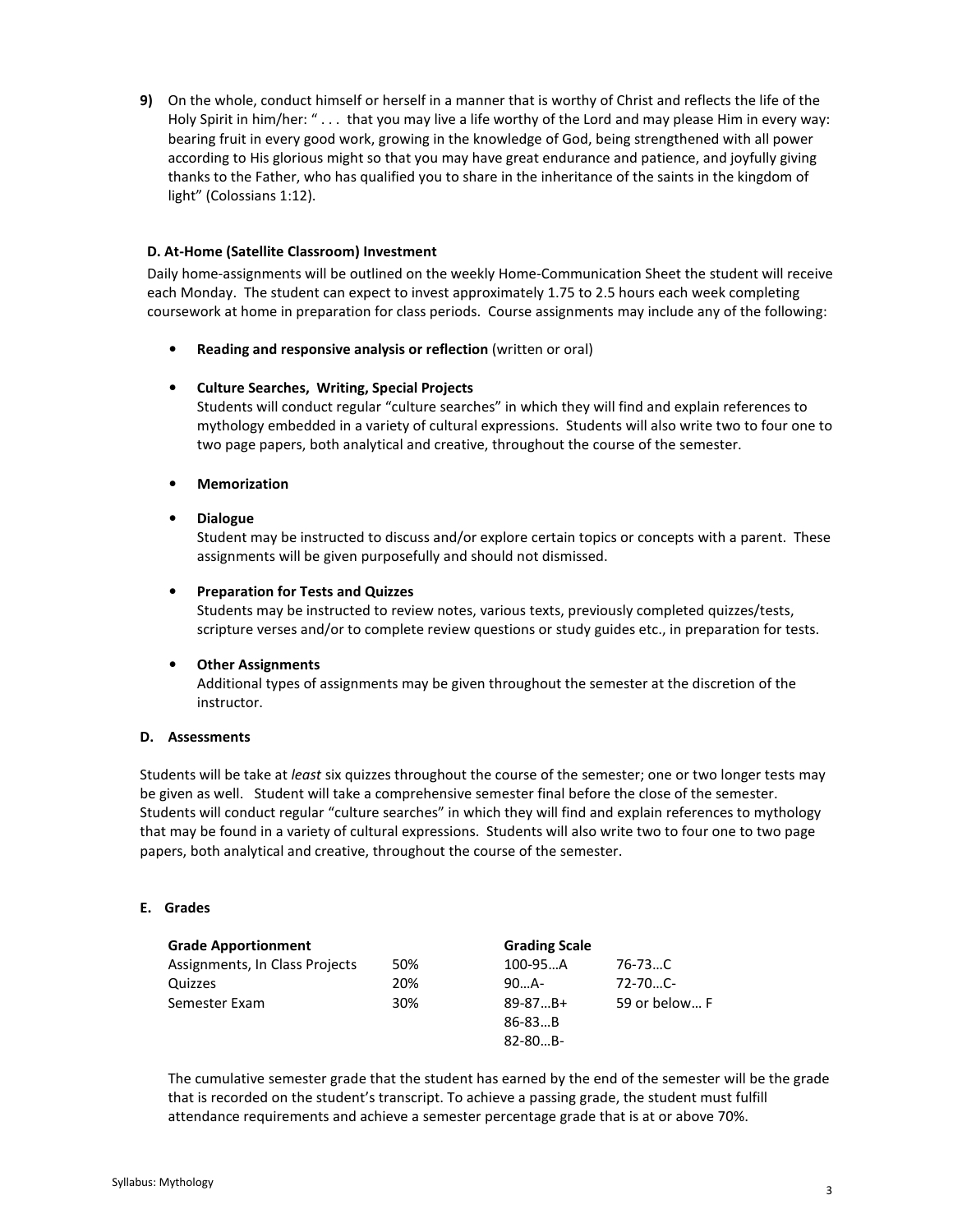**9)** On the whole, conduct himself or herself in a manner that is worthy of Christ and reflects the life of the Holy Spirit in him/her: " . . . that you may live a life worthy of the Lord and may please Him in every way: bearing fruit in every good work, growing in the knowledge of God, being strengthened with all power according to His glorious might so that you may have great endurance and patience, and joyfully giving thanks to the Father, who has qualified you to share in the inheritance of the saints in the kingdom of light" (Colossians 1:12).

### D. At-Home (Satellite Classroom) Investment

Daily home-assignments will be outlined on the weekly Home-Communication Sheet the student will receive each Monday. The student can expect to invest approximately 1.75 to 2.5 hours each week completing coursework at home in preparation for class periods. Course assignments may include any of the following:

- **Reading and responsive analysis or reflection** (written or oral)

- **Culture Searches, Writing, Special Projects**
  Students will conduct regular "culture searches" in which they will find and explain references to mythology embedded in a variety of cultural expressions. Students will also write two to four one to two page papers, both analytical and creative, throughout the course of the semester.

- **Memorization**

- **Dialogue**
  Student may be instructed to discuss and/or explore certain topics or concepts with a parent. These assignments will be given purposefully and should not dismissed.

- **Preparation for Tests and Quizzes**
  Students may be instructed to review notes, various texts, previously completed quizzes/tests, scripture verses and/or to complete review questions or study guides etc., in preparation for tests.

- **Other Assignments**
  Additional types of assignments may be given throughout the semester at the discretion of the instructor.

### D. Assessments

Students will be take at *least* six quizzes throughout the course of the semester; one or two longer tests may be given as well. Student will take a comprehensive semester final before the close of the semester. Students will conduct regular "culture searches" in which they will find and explain references to mythology that may be found in a variety of cultural expressions. Students will also write two to four one to two page papers, both analytical and creative, throughout the course of the semester.

### E. Grades

| Grade Apportionment | | Grading Scale | |
|---|---|---|---|
| Assignments, In Class Projects | 50% | 100-95…A | 76-73…C |
| Quizzes | 20% | 90…A- | 72-70…C- |
| Semester Exam | 30% | 89-87…B+ | 59 or below… F |
| | | 86-83…B | |
| | | 82-80…B- | |

The cumulative semester grade that the student has earned by the end of the semester will be the grade that is recorded on the student's transcript. To achieve a passing grade, the student must fulfill attendance requirements and achieve a semester percentage grade that is at or above 70%.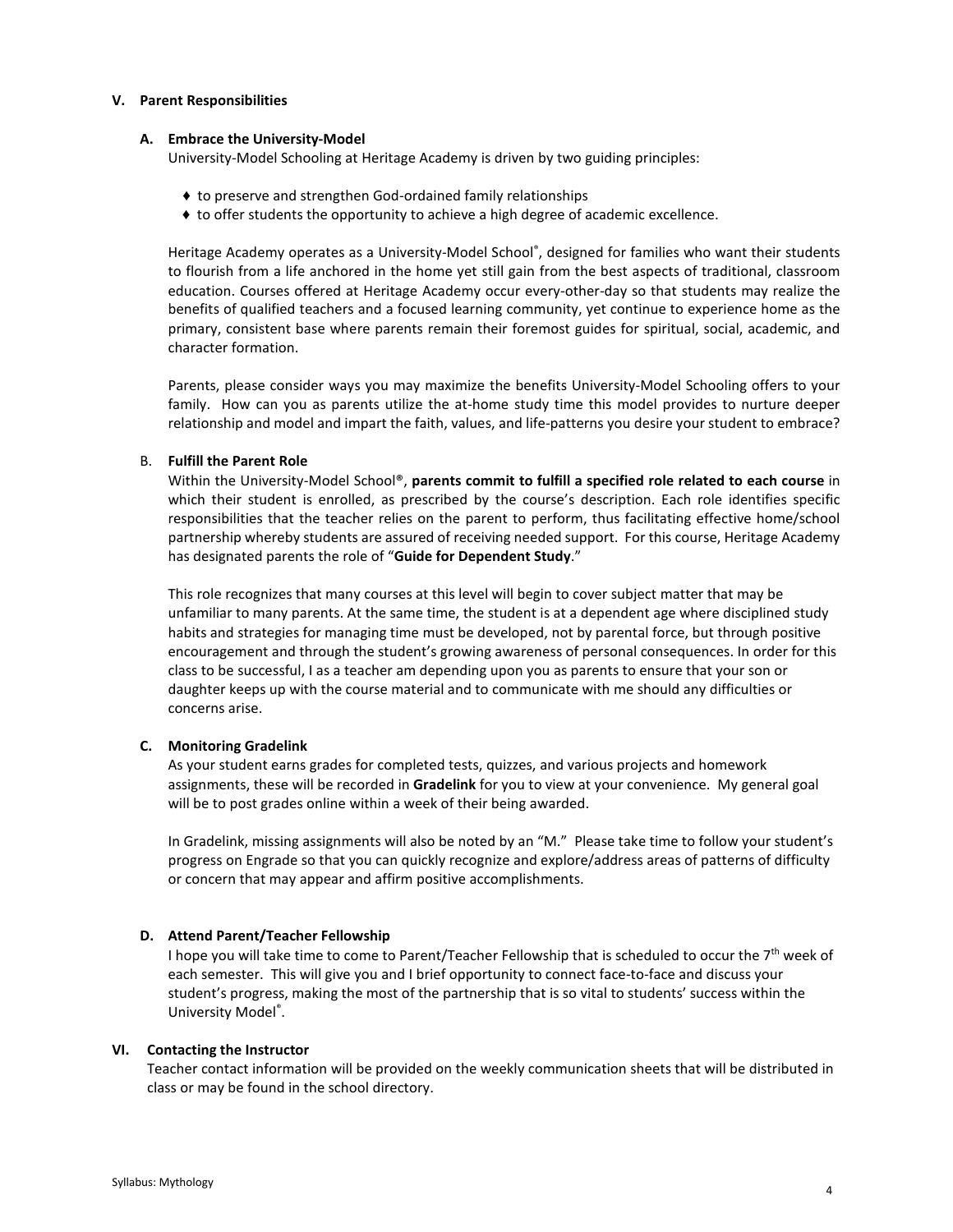## V. Parent Responsibilities

### A. Embrace the University-Model

University-Model Schooling at Heritage Academy is driven by two guiding principles:

- to preserve and strengthen God-ordained family relationships
- to offer students the opportunity to achieve a high degree of academic excellence.

Heritage Academy operates as a University-Model School®, designed for families who want their students to flourish from a life anchored in the home yet still gain from the best aspects of traditional, classroom education. Courses offered at Heritage Academy occur every-other-day so that students may realize the benefits of qualified teachers and a focused learning community, yet continue to experience home as the primary, consistent base where parents remain their foremost guides for spiritual, social, academic, and character formation.

Parents, please consider ways you may maximize the benefits University-Model Schooling offers to your family. How can you as parents utilize the at-home study time this model provides to nurture deeper relationship and model and impart the faith, values, and life-patterns you desire your student to embrace?

### B. Fulfill the Parent Role

Within the University-Model School®, **parents commit to fulfill a specified role related to each course** in which their student is enrolled, as prescribed by the course's description. Each role identifies specific responsibilities that the teacher relies on the parent to perform, thus facilitating effective home/school partnership whereby students are assured of receiving needed support. For this course, Heritage Academy has designated parents the role of "**Guide for Dependent Study**."

This role recognizes that many courses at this level will begin to cover subject matter that may be unfamiliar to many parents. At the same time, the student is at a dependent age where disciplined study habits and strategies for managing time must be developed, not by parental force, but through positive encouragement and through the student's growing awareness of personal consequences. In order for this class to be successful, I as a teacher am depending upon you as parents to ensure that your son or daughter keeps up with the course material and to communicate with me should any difficulties or concerns arise.

### C. Monitoring Gradelink

As your student earns grades for completed tests, quizzes, and various projects and homework assignments, these will be recorded in **Gradelink** for you to view at your convenience. My general goal will be to post grades online within a week of their being awarded.

In Gradelink, missing assignments will also be noted by an "M." Please take time to follow your student's progress on Engrade so that you can quickly recognize and explore/address areas of patterns of difficulty or concern that may appear and affirm positive accomplishments.

### D. Attend Parent/Teacher Fellowship

I hope you will take time to come to Parent/Teacher Fellowship that is scheduled to occur the 7th week of each semester. This will give you and I brief opportunity to connect face-to-face and discuss your student's progress, making the most of the partnership that is so vital to students' success within the University Model®.

## VI. Contacting the Instructor

Teacher contact information will be provided on the weekly communication sheets that will be distributed in class or may be found in the school directory.